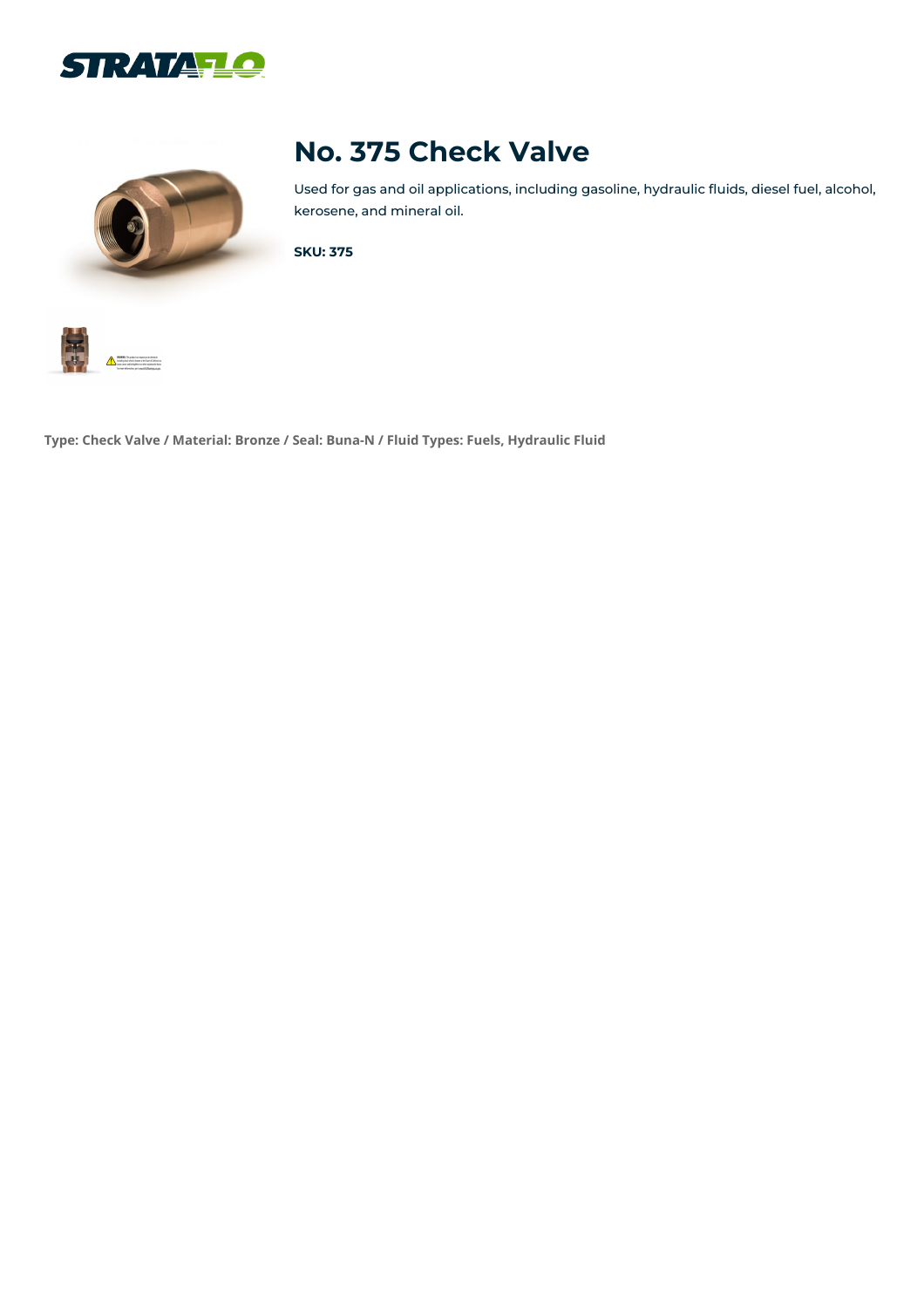# No. 375 Check Valve

Used for gas and oil applications, including gasoline, hydraulic fluids, diesel fuel, alcohol, kerosene, and mineral oil.

**SKU: 375**

**Type: Check Valve / Material: Bronze / Seal: Buna-N / Fluid Types: Fuels, Hydraulic Fluid**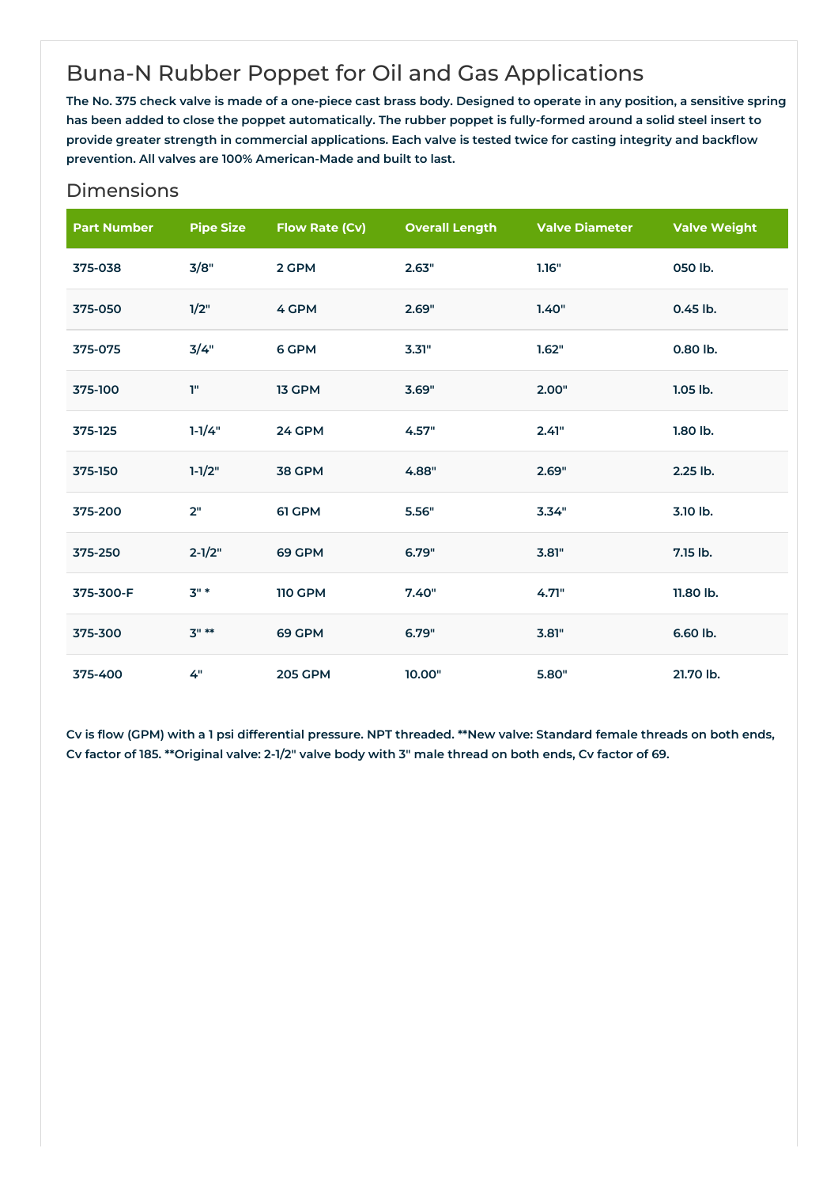# Buna-N Rubber Poppet for Oil and Gas Applications

**The No. 375 check valve is made of a one-piece cast brass body. Designed to operate in any position, a sensitive spring has been added to close the poppet automatically. The rubber poppet is fully-formed around a solid steel insert to provide greater strength in commercial applications. Each valve is tested twice for casting integrity and backflow prevention. All valves are 100% American-Made and built to last.**

## Dimensions

| Part Number | Pipe Size | Flow Rate (Cv) | Overall Length | Valve Diameter | Valve Weight |
|---|---|---|---|---|---|
| 375-038 | 3/8" | 2 GPM | 2.63" | 1.16" | 050 lb. |
| 375-050 | 1/2" | 4 GPM | 2.69" | 1.40" | 0.45 lb. |
| 375-075 | 3/4" | 6 GPM | 3.31" | 1.62" | 0.80 lb. |
| 375-100 | 1" | 13 GPM | 3.69" | 2.00" | 1.05 lb. |
| 375-125 | 1-1/4" | 24 GPM | 4.57" | 2.41" | 1.80 lb. |
| 375-150 | 1-1/2" | 38 GPM | 4.88" | 2.69" | 2.25 lb. |
| 375-200 | 2" | 61 GPM | 5.56" | 3.34" | 3.10 lb. |
| 375-250 | 2-1/2" | 69 GPM | 6.79" | 3.81" | 7.15 lb. |
| 375-300-F | 3" * | 110 GPM | 7.40" | 4.71" | 11.80 lb. |
| 375-300 | 3" ** | 69 GPM | 6.79" | 3.81" | 6.60 lb. |
| 375-400 | 4" | 205 GPM | 10.00" | 5.80" | 21.70 lb. |

**Cv is flow (GPM) with a 1 psi differential pressure. NPT threaded. **New valve: Standard female threads on both ends, Cv factor of 185. **Original valve: 2-1/2" valve body with 3" male thread on both ends, Cv factor of 69.**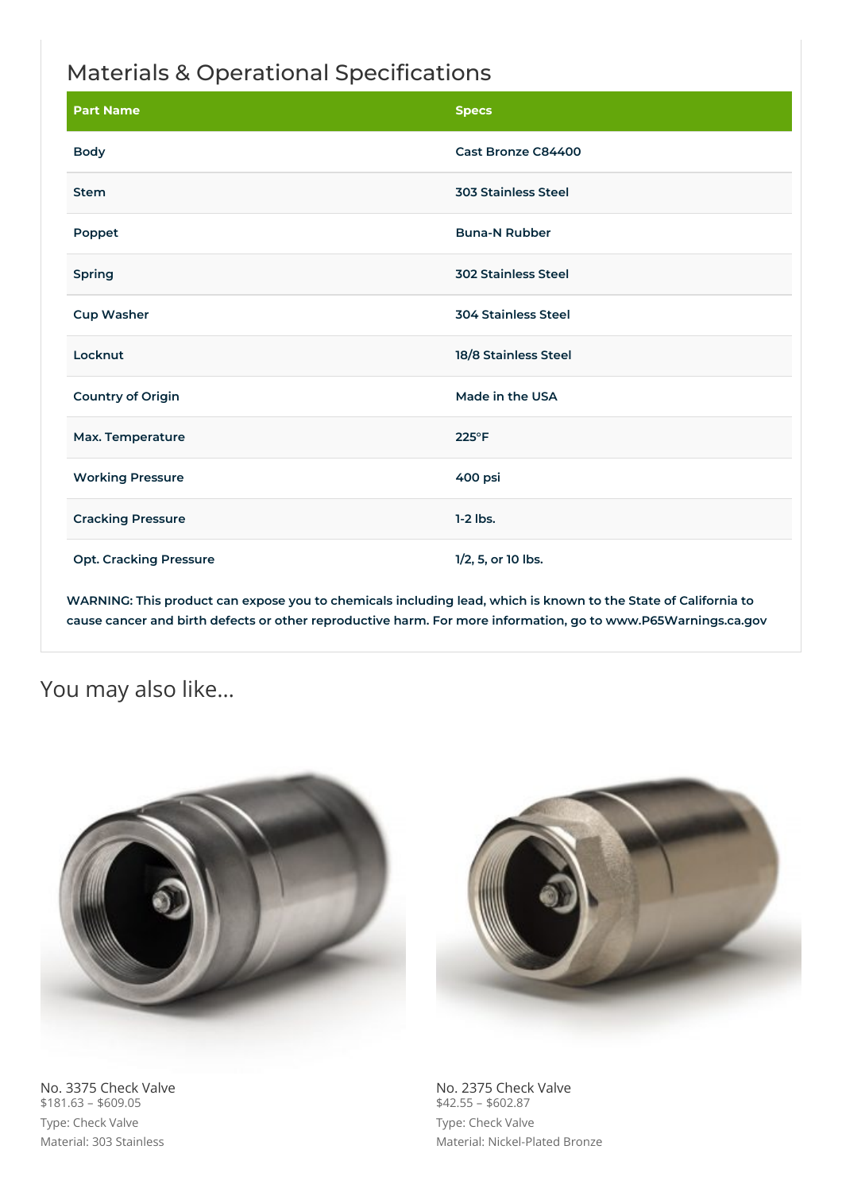## Materials & Operational Specifications

| Part Name | Specs |
|---|---|
| Body | Cast Bronze C84400 |
| Stem | 303 Stainless Steel |
| Poppet | Buna-N Rubber |
| Spring | 302 Stainless Steel |
| Cup Washer | 304 Stainless Steel |
| Locknut | 18/8 Stainless Steel |
| Country of Origin | Made in the USA |
| Max. Temperature | 225°F |
| Working Pressure | 400 psi |
| Cracking Pressure | 1-2 lbs. |
| Opt. Cracking Pressure | 1/2, 5, or 10 lbs. |

**WARNING: This product can expose you to chemicals including lead, which is known to the State of California to cause cancer and birth defects or other reproductive harm. For more information, go to www.P65Warnings.ca.gov**

## You may also like...

No. 3375 Check Valve
$181.63 – $609.05
Type: Check Valve
Material: 303 Stainless

No. 2375 Check Valve
$42.55 – $602.87
Type: Check Valve
Material: Nickel-Plated Bronze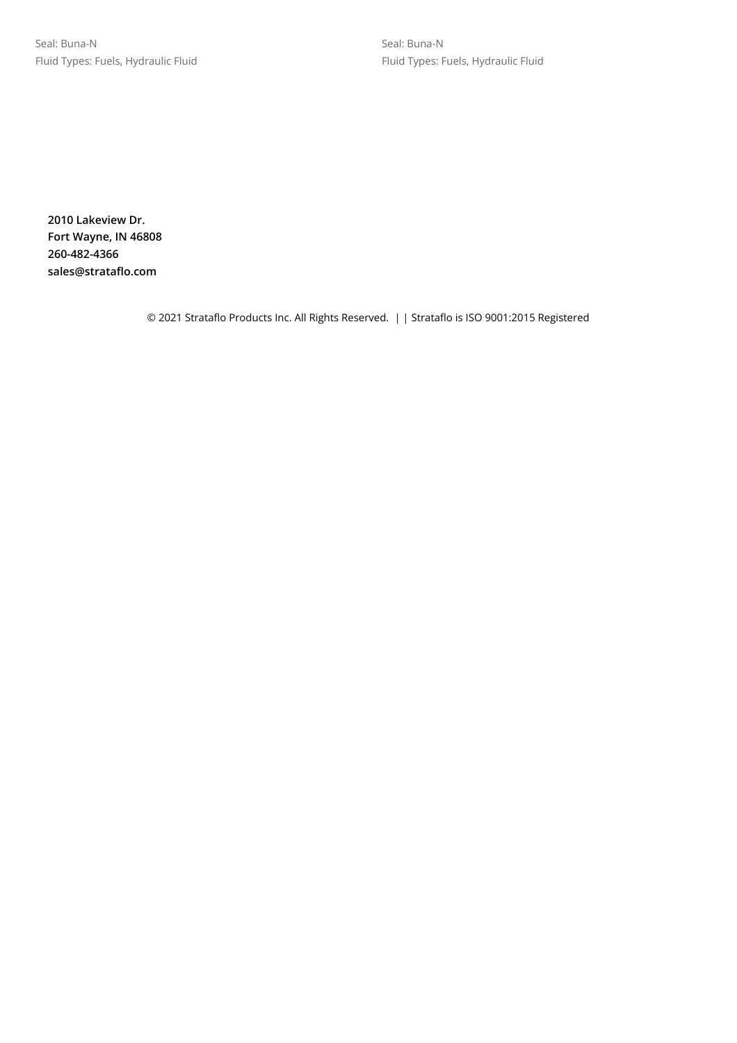Seal: Buna-N
Fluid Types: Fuels, Hydraulic Fluid

Seal: Buna-N
Fluid Types: Fuels, Hydraulic Fluid

**2010 Lakeview Dr.**
**Fort Wayne, IN 46808**
**260-482-4366**
**sales@strataflo.com**

© 2021 Strataflo Products Inc. All Rights Reserved. | | Strataflo is ISO 9001:2015 Registered